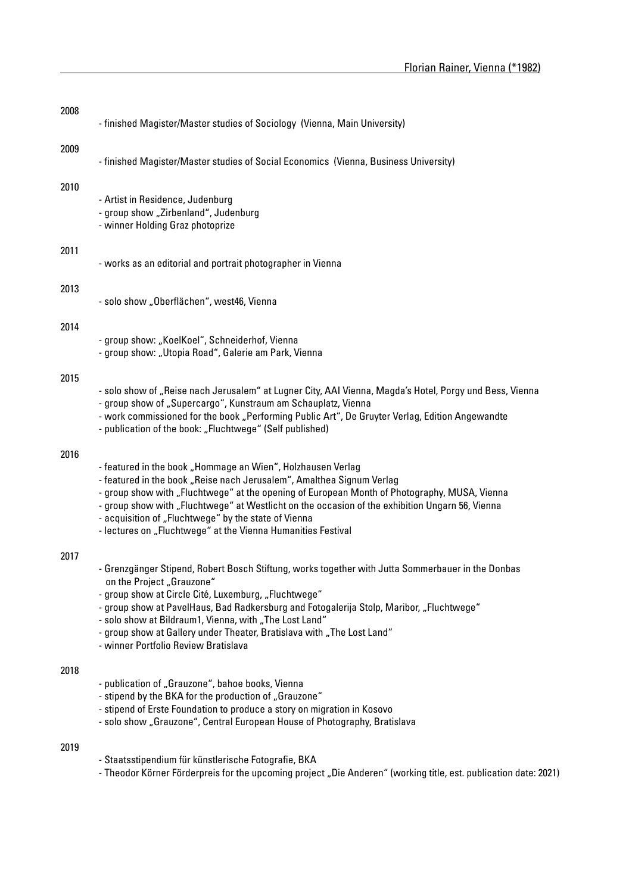Florian Rainer, Vienna (*1982)

**2008**

- finished Magister/Master studies of Sociology (Vienna, Main University)

**2009**

- finished Magister/Master studies of Social Economics (Vienna, Business University)

**2010**

- Artist in Residence, Judenburg
- group show „Zirbenland", Judenburg
- winner Holding Graz photoprize

**2011**

- works as an editorial and portrait photographer in Vienna

**2013**

- solo show „Oberflächen", west46, Vienna

**2014**

- group show: „KoelKoel", Schneiderhof, Vienna
- group show: „Utopia Road", Galerie am Park, Vienna

**2015**

- solo show of „Reise nach Jerusalem" at Lugner City, AAI Vienna, Magda's Hotel, Porgy und Bess, Vienna
- group show of „Supercargo", Kunstraum am Schauplatz, Vienna
- work commissioned for the book „Performing Public Art", De Gruyter Verlag, Edition Angewandte
- publication of the book: „Fluchtwege" (Self published)

**2016**

- featured in the book „Hommage an Wien", Holzhausen Verlag
- featured in the book „Reise nach Jerusalem", Amalthea Signum Verlag
- group show with „Fluchtwege" at the opening of European Month of Photography, MUSA, Vienna
- group show with „Fluchtwege" at Westlicht on the occasion of the exhibition Ungarn 56, Vienna
- acquisition of „Fluchtwege" by the state of Vienna
- lectures on „Fluchtwege" at the Vienna Humanities Festival

**2017**

- Grenzgänger Stipend, Robert Bosch Stiftung, works together with Jutta Sommerbauer in the Donbas on the Project „Grauzone"
- group show at Circle Cité, Luxemburg, „Fluchtwege"
- group show at PavelHaus, Bad Radkersburg and Fotogalerija Stolp, Maribor, „Fluchtwege"
- solo show at Bildraum1, Vienna, with „The Lost Land"
- group show at Gallery under Theater, Bratislava with „The Lost Land"
- winner Portfolio Review Bratislava

**2018**

- publication of „Grauzone", bahoe books, Vienna
- stipend by the BKA for the production of „Grauzone"
- stipend of Erste Foundation to produce a story on migration in Kosovo
- solo show „Grauzone", Central European House of Photography, Bratislava

**2019**

- Staatsstipendium für künstlerische Fotografie, BKA
- Theodor Körner Förderpreis for the upcoming project „Die Anderen" (working title, est. publication date: 2021)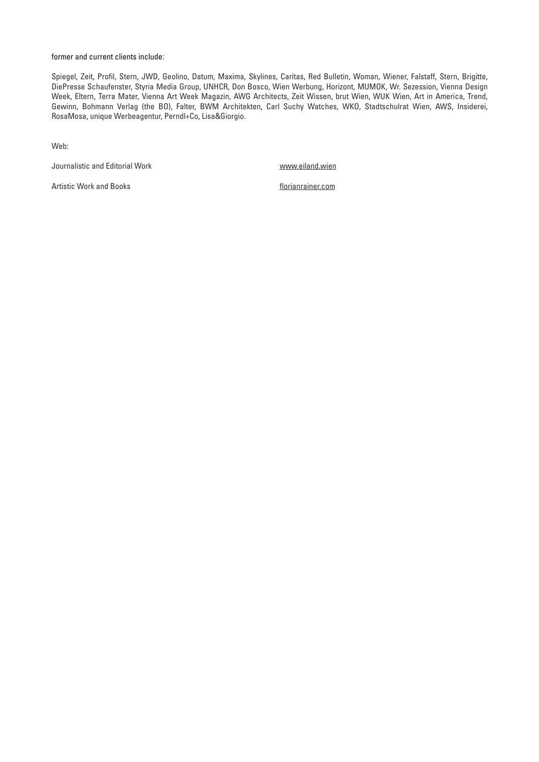former and current clients include:

Spiegel, Zeit, Profil, Stern, JWD, Geolino, Datum, Maxima, Skylines, Caritas, Red Bulletin, Woman, Wiener, Falstaff, Stern, Brigitte, DiePresse Schaufenster, Styria Media Group, UNHCR, Don Bosco, Wien Werbung, Horizont, MUMOK, Wr. Sezession, Vienna Design Week, Eltern, Terra Mater, Vienna Art Week Magazin, AWG Architects, Zeit Wissen, brut Wien, WUK Wien, Art in America, Trend, Gewinn, Bohmann Verlag (the BO), Falter, BWM Architekten, Carl Suchy Watches, WKO, Stadtschulrat Wien, AWS, Insiderei, RosaMosa, unique Werbeagentur, Perndl+Co, Lisa&Giorgio.

Web:

| | |
|---|---|
| Journalistic and Editorial Work | www.eiland.wien |
| Artistic Work and Books | florianrainer.com |